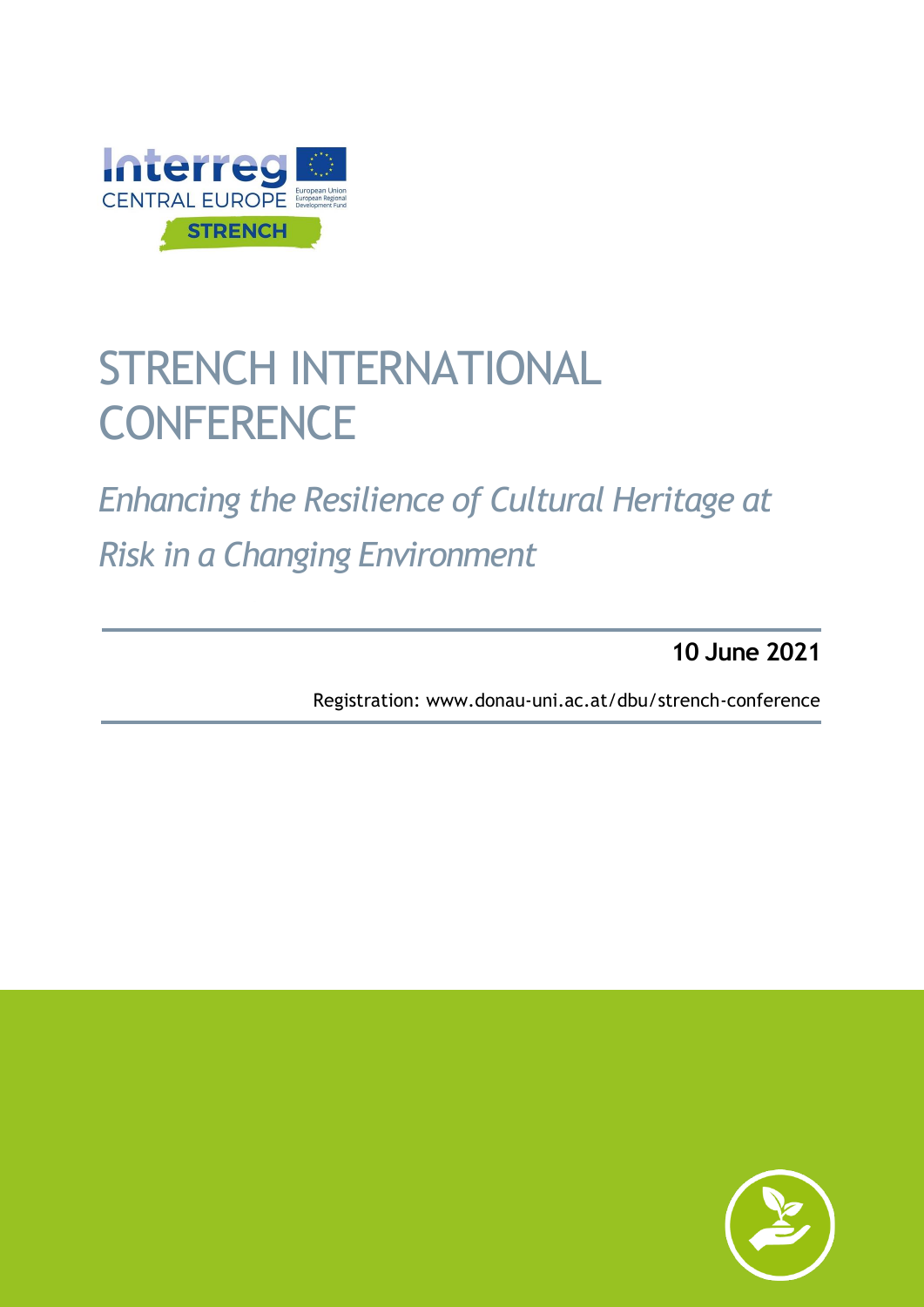# STRENCH INTERNATIONAL CONFERENCE

*Enhancing the Resilience of Cultural Heritage at Risk in a Changing Environment*

**10 June 2021**

Registration: www.donau-uni.ac.at/dbu/strench-conference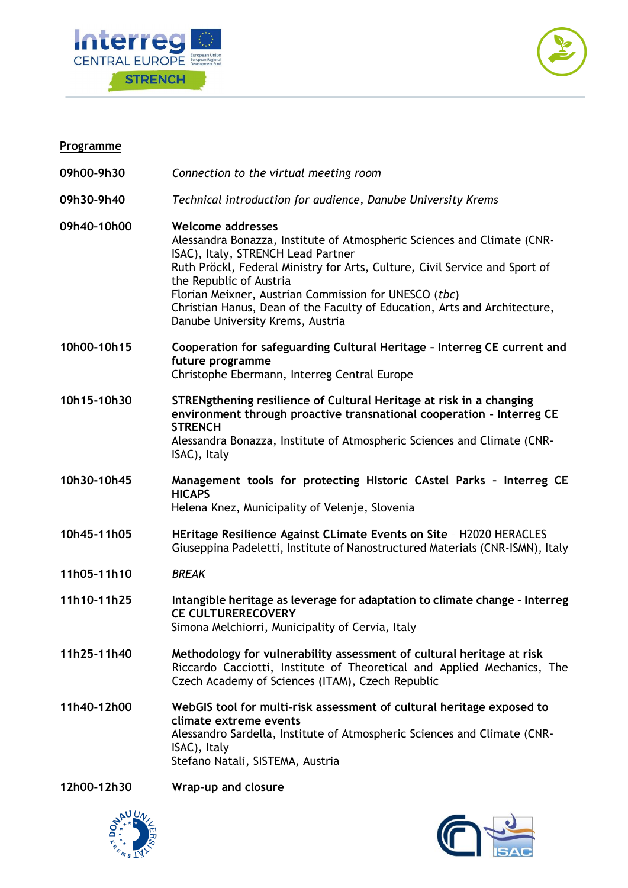**Programme**

| | |
|---|---|
| **09h00-9h30** | *Connection to the virtual meeting room* |
| **09h30-9h40** | *Technical introduction for audience, Danube University Krems* |
| **09h40-10h00** | **Welcome addresses**<br>Alessandra Bonazza, Institute of Atmospheric Sciences and Climate (CNR-ISAC), Italy, STRENCH Lead Partner<br>Ruth Pröckl, Federal Ministry for Arts, Culture, Civil Service and Sport of the Republic of Austria<br>Florian Meixner, Austrian Commission for UNESCO (*tbc*)<br>Christian Hanus, Dean of the Faculty of Education, Arts and Architecture, Danube University Krems, Austria |
| **10h00-10h15** | **Cooperation for safeguarding Cultural Heritage – Interreg CE current and future programme**<br>Christophe Ebermann, Interreg Central Europe |
| **10h15-10h30** | **STRENgthening resilience of Cultural Heritage at risk in a changing environment through proactive transnational cooperation - Interreg CE STRENCH**<br>Alessandra Bonazza, Institute of Atmospheric Sciences and Climate (CNR-ISAC), Italy |
| **10h30-10h45** | **Management tools for protecting HIstoric CAstel Parks - Interreg CE HICAPS**<br>Helena Knez, Municipality of Velenje, Slovenia |
| **10h45-11h05** | **HEritage Resilience Against CLimate Events on Site** – H2020 HERACLES<br>Giuseppina Padeletti, Institute of Nanostructured Materials (CNR-ISMN), Italy |
| **11h05-11h10** | *BREAK* |
| **11h10-11h25** | **Intangible heritage as leverage for adaptation to climate change - Interreg CE CULTURERECOVERY**<br>Simona Melchiorri, Municipality of Cervia, Italy |
| **11h25-11h40** | **Methodology for vulnerability assessment of cultural heritage at risk**<br>Riccardo Cacciotti, Institute of Theoretical and Applied Mechanics, The Czech Academy of Sciences (ITAM), Czech Republic |
| **11h40-12h00** | **WebGIS tool for multi-risk assessment of cultural heritage exposed to climate extreme events**<br>Alessandro Sardella, Institute of Atmospheric Sciences and Climate (CNR-ISAC), Italy<br>Stefano Natali, SISTEMA, Austria |
| **12h00-12h30** | **Wrap-up and closure** |